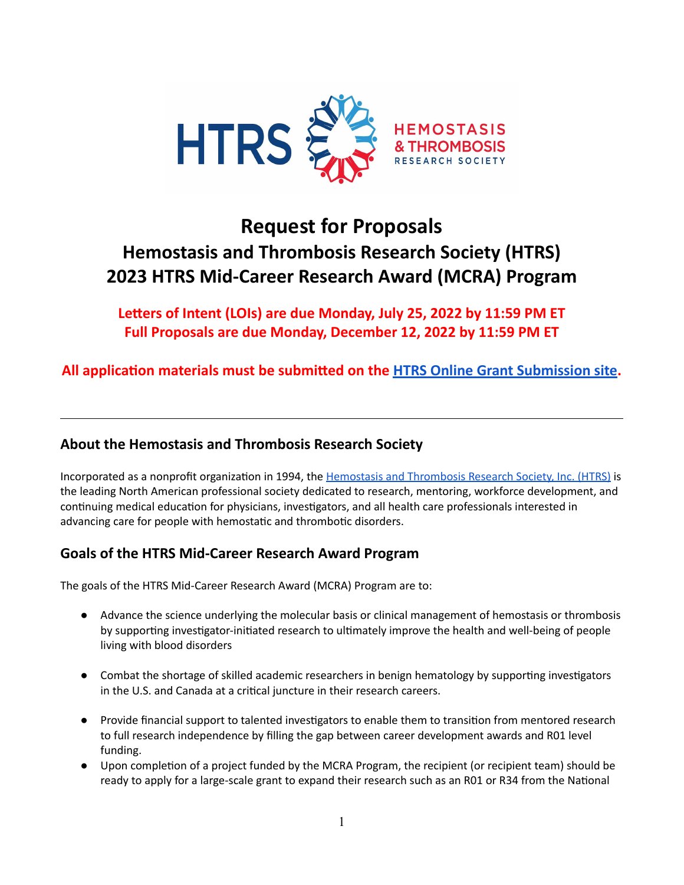# Request for Proposals

# Hemostasis and Thrombosis Research Society (HTRS) 2023 HTRS Mid-Career Research Award (MCRA) Program

**Letters of Intent (LOIs) are due Monday, July 25, 2022 by 11:59 PM ET**
**Full Proposals are due Monday, December 12, 2022 by 11:59 PM ET**

**All application materials must be submitted on the HTRS Online Grant Submission site.**

---

## About the Hemostasis and Thrombosis Research Society

Incorporated as a nonprofit organization in 1994, the Hemostasis and Thrombosis Research Society, Inc. (HTRS) is the leading North American professional society dedicated to research, mentoring, workforce development, and continuing medical education for physicians, investigators, and all health care professionals interested in advancing care for people with hemostatic and thrombotic disorders.

## Goals of the HTRS Mid-Career Research Award Program

The goals of the HTRS Mid-Career Research Award (MCRA) Program are to:

- Advance the science underlying the molecular basis or clinical management of hemostasis or thrombosis by supporting investigator-initiated research to ultimately improve the health and well-being of people living with blood disorders

- Combat the shortage of skilled academic researchers in benign hematology by supporting investigators in the U.S. and Canada at a critical juncture in their research careers.

- Provide financial support to talented investigators to enable them to transition from mentored research to full research independence by filling the gap between career development awards and R01 level funding.
- Upon completion of a project funded by the MCRA Program, the recipient (or recipient team) should be ready to apply for a large-scale grant to expand their research such as an R01 or R34 from the National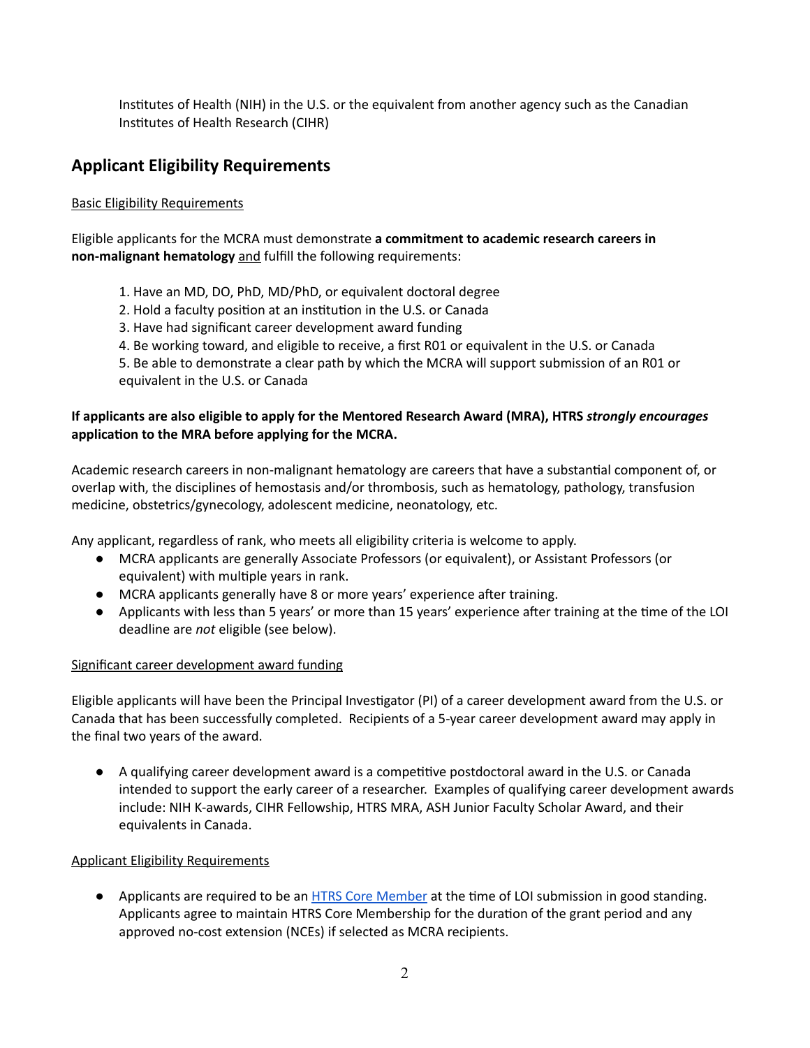Institutes of Health (NIH) in the U.S. or the equivalent from another agency such as the Canadian Institutes of Health Research (CIHR)

## Applicant Eligibility Requirements

Basic Eligibility Requirements

Eligible applicants for the MCRA must demonstrate **a commitment to academic research careers in non-malignant hematology** and fulfill the following requirements:

1. Have an MD, DO, PhD, MD/PhD, or equivalent doctoral degree
2. Hold a faculty position at an institution in the U.S. or Canada
3. Have had significant career development award funding
4. Be working toward, and eligible to receive, a first R01 or equivalent in the U.S. or Canada
5. Be able to demonstrate a clear path by which the MCRA will support submission of an R01 or equivalent in the U.S. or Canada

**If applicants are also eligible to apply for the Mentored Research Award (MRA), HTRS *strongly encourages* application to the MRA before applying for the MCRA.**

Academic research careers in non-malignant hematology are careers that have a substantial component of, or overlap with, the disciplines of hemostasis and/or thrombosis, such as hematology, pathology, transfusion medicine, obstetrics/gynecology, adolescent medicine, neonatology, etc.

Any applicant, regardless of rank, who meets all eligibility criteria is welcome to apply.

- MCRA applicants are generally Associate Professors (or equivalent), or Assistant Professors (or equivalent) with multiple years in rank.
- MCRA applicants generally have 8 or more years' experience after training.
- Applicants with less than 5 years' or more than 15 years' experience after training at the time of the LOI deadline are *not* eligible (see below).

Significant career development award funding

Eligible applicants will have been the Principal Investigator (PI) of a career development award from the U.S. or Canada that has been successfully completed. Recipients of a 5-year career development award may apply in the final two years of the award.

- A qualifying career development award is a competitive postdoctoral award in the U.S. or Canada intended to support the early career of a researcher. Examples of qualifying career development awards include: NIH K-awards, CIHR Fellowship, HTRS MRA, ASH Junior Faculty Scholar Award, and their equivalents in Canada.

Applicant Eligibility Requirements

- Applicants are required to be an HTRS Core Member at the time of LOI submission in good standing. Applicants agree to maintain HTRS Core Membership for the duration of the grant period and any approved no-cost extension (NCEs) if selected as MCRA recipients.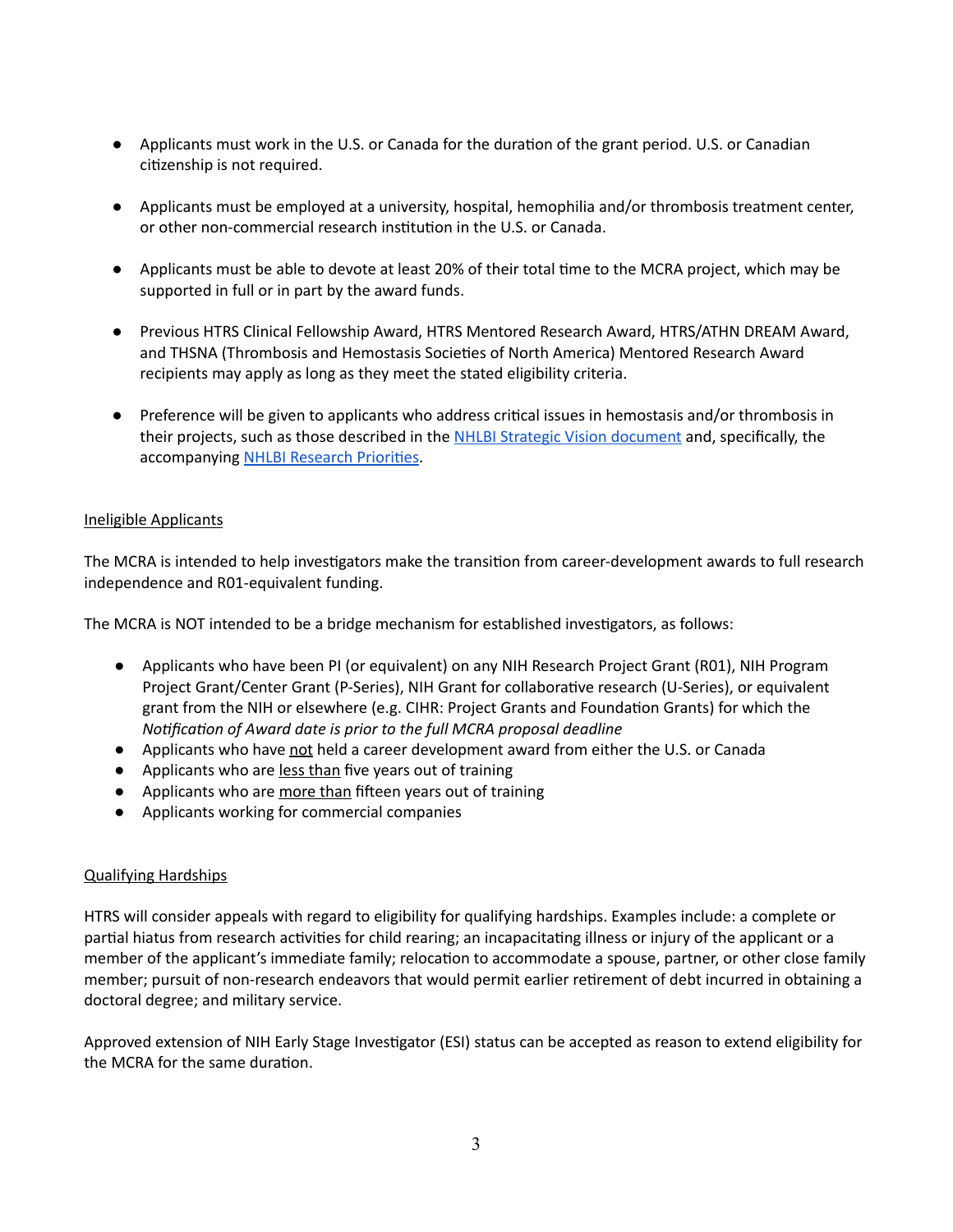- Applicants must work in the U.S. or Canada for the duration of the grant period. U.S. or Canadian citizenship is not required.

- Applicants must be employed at a university, hospital, hemophilia and/or thrombosis treatment center, or other non-commercial research institution in the U.S. or Canada.

- Applicants must be able to devote at least 20% of their total time to the MCRA project, which may be supported in full or in part by the award funds.

- Previous HTRS Clinical Fellowship Award, HTRS Mentored Research Award, HTRS/ATHN DREAM Award, and THSNA (Thrombosis and Hemostasis Societies of North America) Mentored Research Award recipients may apply as long as they meet the stated eligibility criteria.

- Preference will be given to applicants who address critical issues in hemostasis and/or thrombosis in their projects, such as those described in the [NHLBI Strategic Vision document]() and, specifically, the accompanying [NHLBI Research Priorities]().

<u>Ineligible Applicants</u>

The MCRA is intended to help investigators make the transition from career-development awards to full research independence and R01-equivalent funding.

The MCRA is NOT intended to be a bridge mechanism for established investigators, as follows:

- Applicants who have been PI (or equivalent) on any NIH Research Project Grant (R01), NIH Program Project Grant/Center Grant (P-Series), NIH Grant for collaborative research (U-Series), or equivalent grant from the NIH or elsewhere (e.g. CIHR: Project Grants and Foundation Grants) for which the *Notification of Award date is prior to the full MCRA proposal deadline*
- Applicants who have <u>not</u> held a career development award from either the U.S. or Canada
- Applicants who are <u>less than</u> five years out of training
- Applicants who are <u>more than</u> fifteen years out of training
- Applicants working for commercial companies

<u>Qualifying Hardships</u>

HTRS will consider appeals with regard to eligibility for qualifying hardships. Examples include: a complete or partial hiatus from research activities for child rearing; an incapacitating illness or injury of the applicant or a member of the applicant's immediate family; relocation to accommodate a spouse, partner, or other close family member; pursuit of non-research endeavors that would permit earlier retirement of debt incurred in obtaining a doctoral degree; and military service.

Approved extension of NIH Early Stage Investigator (ESI) status can be accepted as reason to extend eligibility for the MCRA for the same duration.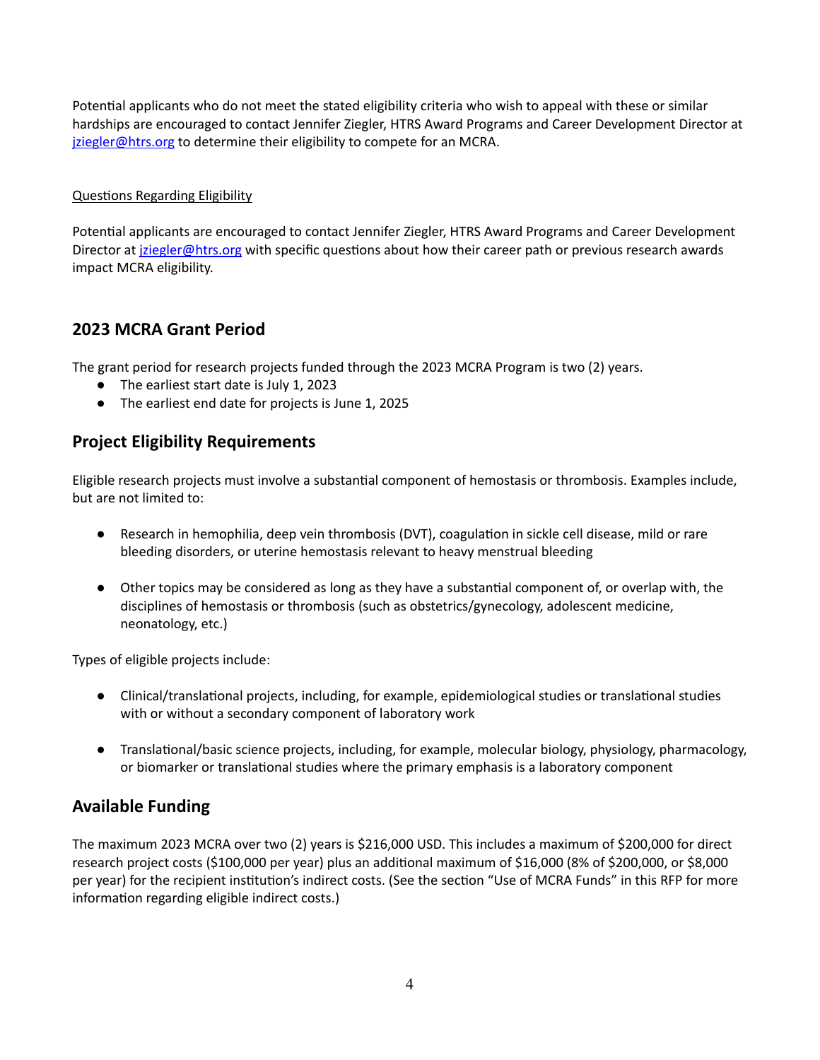Potential applicants who do not meet the stated eligibility criteria who wish to appeal with these or similar hardships are encouraged to contact Jennifer Ziegler, HTRS Award Programs and Career Development Director at [jziegler@htrs.org](mailto:jziegler@htrs.org) to determine their eligibility to compete for an MCRA.

Questions Regarding Eligibility

Potential applicants are encouraged to contact Jennifer Ziegler, HTRS Award Programs and Career Development Director at [jziegler@htrs.org](mailto:jziegler@htrs.org) with specific questions about how their career path or previous research awards impact MCRA eligibility.

## 2023 MCRA Grant Period

The grant period for research projects funded through the 2023 MCRA Program is two (2) years.

- The earliest start date is July 1, 2023
- The earliest end date for projects is June 1, 2025

## Project Eligibility Requirements

Eligible research projects must involve a substantial component of hemostasis or thrombosis. Examples include, but are not limited to:

- Research in hemophilia, deep vein thrombosis (DVT), coagulation in sickle cell disease, mild or rare bleeding disorders, or uterine hemostasis relevant to heavy menstrual bleeding

- Other topics may be considered as long as they have a substantial component of, or overlap with, the disciplines of hemostasis or thrombosis (such as obstetrics/gynecology, adolescent medicine, neonatology, etc.)

Types of eligible projects include:

- Clinical/translational projects, including, for example, epidemiological studies or translational studies with or without a secondary component of laboratory work

- Translational/basic science projects, including, for example, molecular biology, physiology, pharmacology, or biomarker or translational studies where the primary emphasis is a laboratory component

## Available Funding

The maximum 2023 MCRA over two (2) years is $216,000 USD. This includes a maximum of $200,000 for direct research project costs ($100,000 per year) plus an additional maximum of $16,000 (8% of $200,000, or $8,000 per year) for the recipient institution's indirect costs. (See the section "Use of MCRA Funds" in this RFP for more information regarding eligible indirect costs.)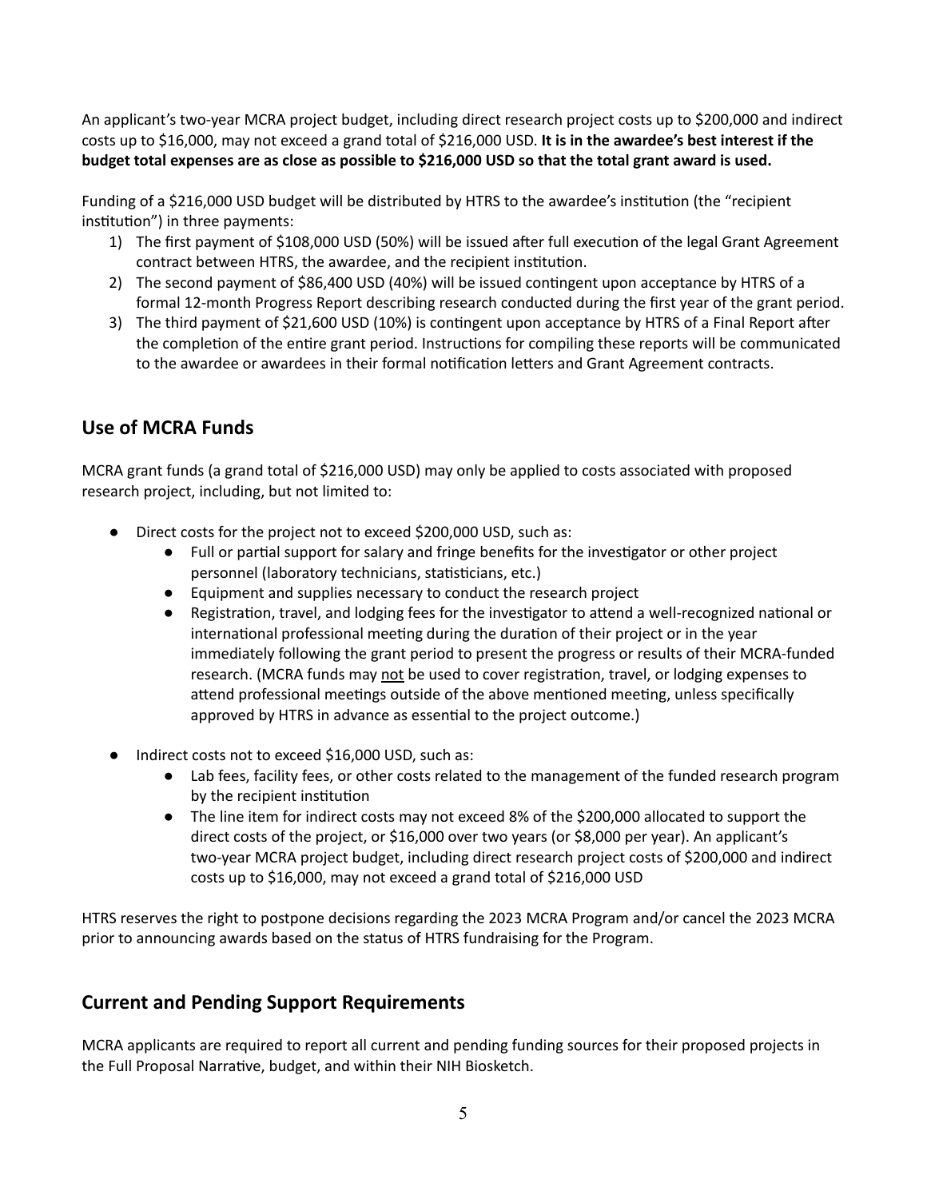An applicant's two-year MCRA project budget, including direct research project costs up to $200,000 and indirect costs up to $16,000, may not exceed a grand total of $216,000 USD. **It is in the awardee's best interest if the budget total expenses are as close as possible to $216,000 USD so that the total grant award is used.**

Funding of a $216,000 USD budget will be distributed by HTRS to the awardee's institution (the "recipient institution") in three payments:

1) The first payment of $108,000 USD (50%) will be issued after full execution of the legal Grant Agreement contract between HTRS, the awardee, and the recipient institution.
2) The second payment of $86,400 USD (40%) will be issued contingent upon acceptance by HTRS of a formal 12-month Progress Report describing research conducted during the first year of the grant period.
3) The third payment of $21,600 USD (10%) is contingent upon acceptance by HTRS of a Final Report after the completion of the entire grant period. Instructions for compiling these reports will be communicated to the awardee or awardees in their formal notification letters and Grant Agreement contracts.

## Use of MCRA Funds

MCRA grant funds (a grand total of $216,000 USD) may only be applied to costs associated with proposed research project, including, but not limited to:

- Direct costs for the project not to exceed $200,000 USD, such as:
  - Full or partial support for salary and fringe benefits for the investigator or other project personnel (laboratory technicians, statisticians, etc.)
  - Equipment and supplies necessary to conduct the research project
  - Registration, travel, and lodging fees for the investigator to attend a well-recognized national or international professional meeting during the duration of their project or in the year immediately following the grant period to present the progress or results of their MCRA-funded research. (MCRA funds may <u>not</u> be used to cover registration, travel, or lodging expenses to attend professional meetings outside of the above mentioned meeting, unless specifically approved by HTRS in advance as essential to the project outcome.)

- Indirect costs not to exceed $16,000 USD, such as:
  - Lab fees, facility fees, or other costs related to the management of the funded research program by the recipient institution
  - The line item for indirect costs may not exceed 8% of the $200,000 allocated to support the direct costs of the project, or $16,000 over two years (or $8,000 per year). An applicant's two-year MCRA project budget, including direct research project costs of $200,000 and indirect costs up to $16,000, may not exceed a grand total of $216,000 USD

HTRS reserves the right to postpone decisions regarding the 2023 MCRA Program and/or cancel the 2023 MCRA prior to announcing awards based on the status of HTRS fundraising for the Program.

## Current and Pending Support Requirements

MCRA applicants are required to report all current and pending funding sources for their proposed projects in the Full Proposal Narrative, budget, and within their NIH Biosketch.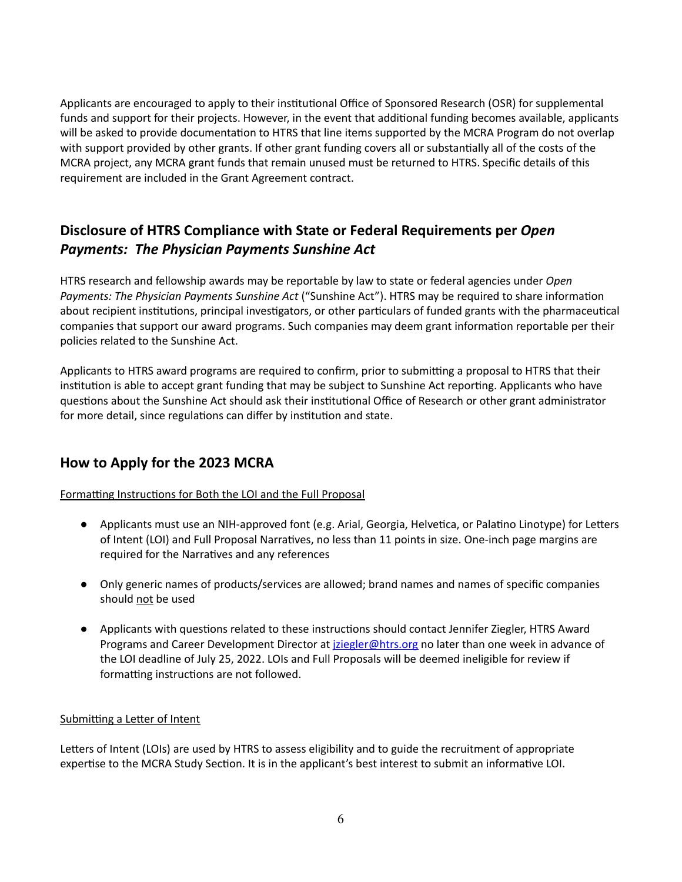Applicants are encouraged to apply to their institutional Office of Sponsored Research (OSR) for supplemental funds and support for their projects. However, in the event that additional funding becomes available, applicants will be asked to provide documentation to HTRS that line items supported by the MCRA Program do not overlap with support provided by other grants. If other grant funding covers all or substantially all of the costs of the MCRA project, any MCRA grant funds that remain unused must be returned to HTRS. Specific details of this requirement are included in the Grant Agreement contract.

## Disclosure of HTRS Compliance with State or Federal Requirements per *Open Payments: The Physician Payments Sunshine Act*

HTRS research and fellowship awards may be reportable by law to state or federal agencies under *Open Payments: The Physician Payments Sunshine Act* ("Sunshine Act"). HTRS may be required to share information about recipient institutions, principal investigators, or other particulars of funded grants with the pharmaceutical companies that support our award programs. Such companies may deem grant information reportable per their policies related to the Sunshine Act.

Applicants to HTRS award programs are required to confirm, prior to submitting a proposal to HTRS that their institution is able to accept grant funding that may be subject to Sunshine Act reporting. Applicants who have questions about the Sunshine Act should ask their institutional Office of Research or other grant administrator for more detail, since regulations can differ by institution and state.

## How to Apply for the 2023 MCRA

<u>Formatting Instructions for Both the LOI and the Full Proposal</u>

- Applicants must use an NIH-approved font (e.g. Arial, Georgia, Helvetica, or Palatino Linotype) for Letters of Intent (LOI) and Full Proposal Narratives, no less than 11 points in size. One-inch page margins are required for the Narratives and any references

- Only generic names of products/services are allowed; brand names and names of specific companies should <u>not</u> be used

- Applicants with questions related to these instructions should contact Jennifer Ziegler, HTRS Award Programs and Career Development Director at [jziegler@htrs.org](mailto:jziegler@htrs.org) no later than one week in advance of the LOI deadline of July 25, 2022. LOIs and Full Proposals will be deemed ineligible for review if formatting instructions are not followed.

<u>Submitting a Letter of Intent</u>

Letters of Intent (LOIs) are used by HTRS to assess eligibility and to guide the recruitment of appropriate expertise to the MCRA Study Section. It is in the applicant's best interest to submit an informative LOI.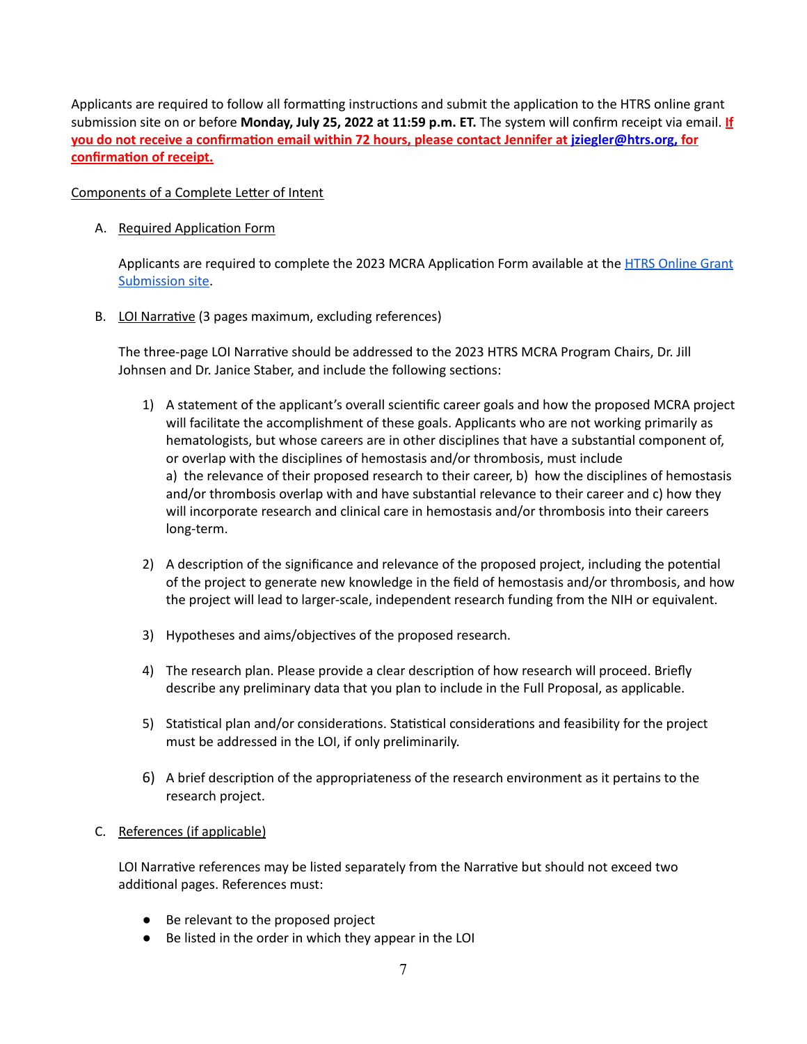Applicants are required to follow all formatting instructions and submit the application to the HTRS online grant submission site on or before **Monday, July 25, 2022 at 11:59 p.m. ET.** The system will confirm receipt via email. **If you do not receive a confirmation email within 72 hours, please contact Jennifer at jziegler@htrs.org, for confirmation of receipt.**

Components of a Complete Letter of Intent

A. Required Application Form

Applicants are required to complete the 2023 MCRA Application Form available at the HTRS Online Grant Submission site.

B. LOI Narrative (3 pages maximum, excluding references)

The three-page LOI Narrative should be addressed to the 2023 HTRS MCRA Program Chairs, Dr. Jill Johnsen and Dr. Janice Staber, and include the following sections:

1) A statement of the applicant's overall scientific career goals and how the proposed MCRA project will facilitate the accomplishment of these goals. Applicants who are not working primarily as hematologists, but whose careers are in other disciplines that have a substantial component of, or overlap with the disciplines of hemostasis and/or thrombosis, must include
   a) the relevance of their proposed research to their career, b) how the disciplines of hemostasis and/or thrombosis overlap with and have substantial relevance to their career and c) how they will incorporate research and clinical care in hemostasis and/or thrombosis into their careers long-term.

2) A description of the significance and relevance of the proposed project, including the potential of the project to generate new knowledge in the field of hemostasis and/or thrombosis, and how the project will lead to larger-scale, independent research funding from the NIH or equivalent.

3) Hypotheses and aims/objectives of the proposed research.

4) The research plan. Please provide a clear description of how research will proceed. Briefly describe any preliminary data that you plan to include in the Full Proposal, as applicable.

5) Statistical plan and/or considerations. Statistical considerations and feasibility for the project must be addressed in the LOI, if only preliminarily.

6) A brief description of the appropriateness of the research environment as it pertains to the research project.

C. References (if applicable)

LOI Narrative references may be listed separately from the Narrative but should not exceed two additional pages. References must:

- Be relevant to the proposed project
- Be listed in the order in which they appear in the LOI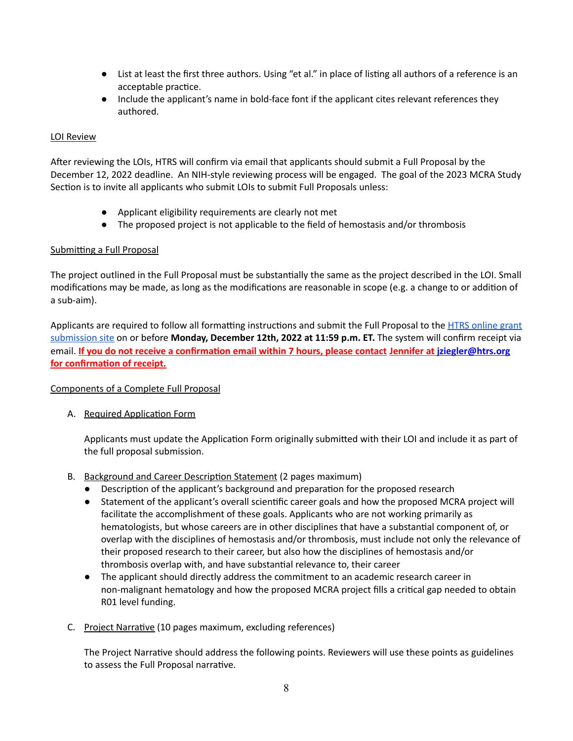- List at least the first three authors. Using "et al." in place of listing all authors of a reference is an acceptable practice.
- Include the applicant's name in bold-face font if the applicant cites relevant references they authored.

### LOI Review

After reviewing the LOIs, HTRS will confirm via email that applicants should submit a Full Proposal by the December 12, 2022 deadline. An NIH-style reviewing process will be engaged. The goal of the 2023 MCRA Study Section is to invite all applicants who submit LOIs to submit Full Proposals unless:

- Applicant eligibility requirements are clearly not met
- The proposed project is not applicable to the field of hemostasis and/or thrombosis

### Submitting a Full Proposal

The project outlined in the Full Proposal must be substantially the same as the project described in the LOI. Small modifications may be made, as long as the modifications are reasonable in scope (e.g. a change to or addition of a sub-aim).

Applicants are required to follow all formatting instructions and submit the Full Proposal to the HTRS online grant submission site on or before **Monday, December 12th, 2022 at 11:59 p.m. ET.** The system will confirm receipt via email. **If you do not receive a confirmation email within 7 hours, please contact Jennifer at jziegler@htrs.org for confirmation of receipt.**

### Components of a Complete Full Proposal

A. Required Application Form

   Applicants must update the Application Form originally submitted with their LOI and include it as part of the full proposal submission.

B. Background and Career Description Statement (2 pages maximum)
   - Description of the applicant's background and preparation for the proposed research
   - Statement of the applicant's overall scientific career goals and how the proposed MCRA project will facilitate the accomplishment of these goals. Applicants who are not working primarily as hematologists, but whose careers are in other disciplines that have a substantial component of, or overlap with the disciplines of hemostasis and/or thrombosis, must include not only the relevance of their proposed research to their career, but also how the disciplines of hemostasis and/or thrombosis overlap with, and have substantial relevance to, their career
   - The applicant should directly address the commitment to an academic research career in non-malignant hematology and how the proposed MCRA project fills a critical gap needed to obtain R01 level funding.

C. Project Narrative (10 pages maximum, excluding references)

   The Project Narrative should address the following points. Reviewers will use these points as guidelines to assess the Full Proposal narrative.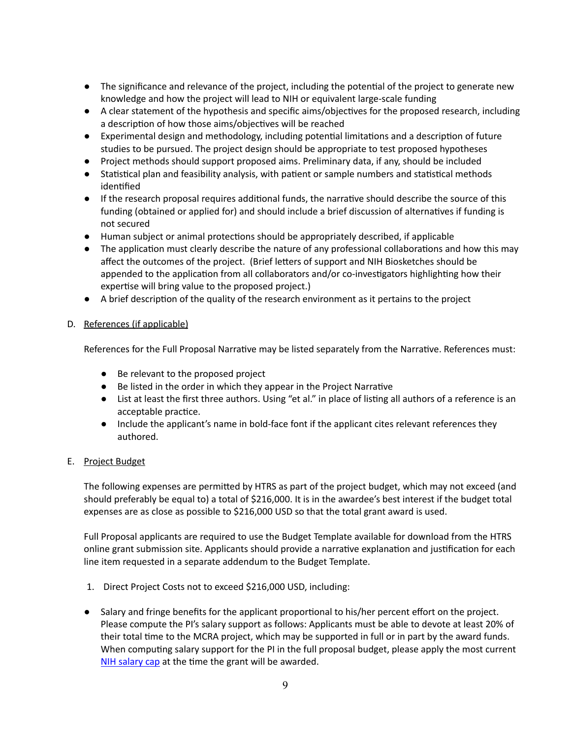- The significance and relevance of the project, including the potential of the project to generate new knowledge and how the project will lead to NIH or equivalent large-scale funding
- A clear statement of the hypothesis and specific aims/objectives for the proposed research, including a description of how those aims/objectives will be reached
- Experimental design and methodology, including potential limitations and a description of future studies to be pursued. The project design should be appropriate to test proposed hypotheses
- Project methods should support proposed aims. Preliminary data, if any, should be included
- Statistical plan and feasibility analysis, with patient or sample numbers and statistical methods identified
- If the research proposal requires additional funds, the narrative should describe the source of this funding (obtained or applied for) and should include a brief discussion of alternatives if funding is not secured
- Human subject or animal protections should be appropriately described, if applicable
- The application must clearly describe the nature of any professional collaborations and how this may affect the outcomes of the project. (Brief letters of support and NIH Biosketches should be appended to the application from all collaborators and/or co-investigators highlighting how their expertise will bring value to the proposed project.)
- A brief description of the quality of the research environment as it pertains to the project

D. References (if applicable)

References for the Full Proposal Narrative may be listed separately from the Narrative. References must:

- Be relevant to the proposed project
- Be listed in the order in which they appear in the Project Narrative
- List at least the first three authors. Using "et al." in place of listing all authors of a reference is an acceptable practice.
- Include the applicant's name in bold-face font if the applicant cites relevant references they authored.

E. Project Budget

The following expenses are permitted by HTRS as part of the project budget, which may not exceed (and should preferably be equal to) a total of $216,000. It is in the awardee's best interest if the budget total expenses are as close as possible to $216,000 USD so that the total grant award is used.

Full Proposal applicants are required to use the Budget Template available for download from the HTRS online grant submission site. Applicants should provide a narrative explanation and justification for each line item requested in a separate addendum to the Budget Template.

1. Direct Project Costs not to exceed $216,000 USD, including:

- Salary and fringe benefits for the applicant proportional to his/her percent effort on the project. Please compute the PI's salary support as follows: Applicants must be able to devote at least 20% of their total time to the MCRA project, which may be supported in full or in part by the award funds. When computing salary support for the PI in the full proposal budget, please apply the most current NIH salary cap at the time the grant will be awarded.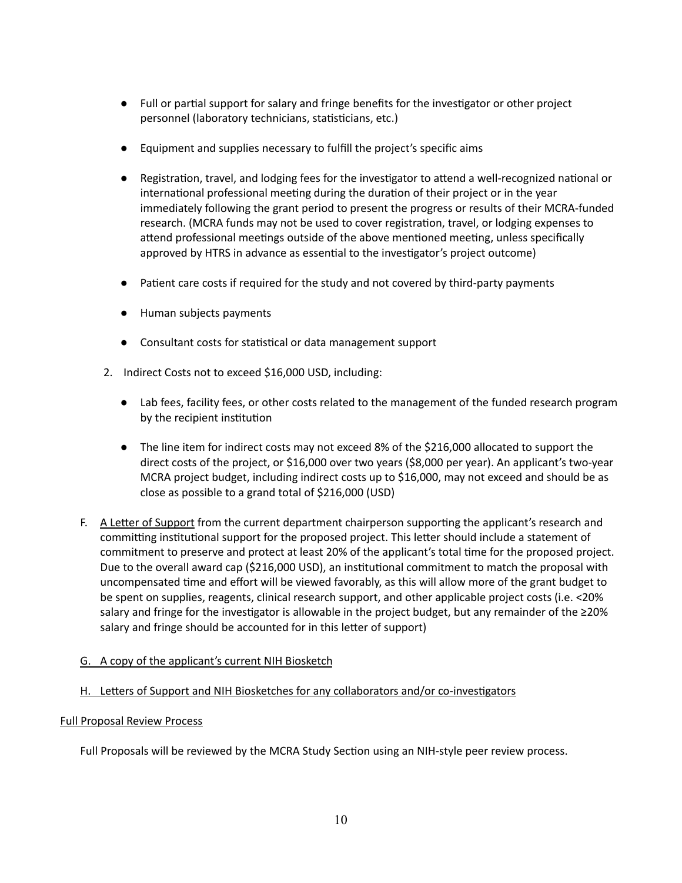- Full or partial support for salary and fringe benefits for the investigator or other project personnel (laboratory technicians, statisticians, etc.)

- Equipment and supplies necessary to fulfill the project's specific aims

- Registration, travel, and lodging fees for the investigator to attend a well-recognized national or international professional meeting during the duration of their project or in the year immediately following the grant period to present the progress or results of their MCRA-funded research. (MCRA funds may not be used to cover registration, travel, or lodging expenses to attend professional meetings outside of the above mentioned meeting, unless specifically approved by HTRS in advance as essential to the investigator's project outcome)

- Patient care costs if required for the study and not covered by third-party payments

- Human subjects payments

- Consultant costs for statistical or data management support

2. Indirect Costs not to exceed $16,000 USD, including:

   - Lab fees, facility fees, or other costs related to the management of the funded research program by the recipient institution

   - The line item for indirect costs may not exceed 8% of the $216,000 allocated to support the direct costs of the project, or $16,000 over two years ($8,000 per year). An applicant's two-year MCRA project budget, including indirect costs up to $16,000, may not exceed and should be as close as possible to a grand total of $216,000 (USD)

F. A Letter of Support from the current department chairperson supporting the applicant's research and committing institutional support for the proposed project. This letter should include a statement of commitment to preserve and protect at least 20% of the applicant's total time for the proposed project. Due to the overall award cap ($216,000 USD), an institutional commitment to match the proposal with uncompensated time and effort will be viewed favorably, as this will allow more of the grant budget to be spent on supplies, reagents, clinical research support, and other applicable project costs (i.e. <20% salary and fringe for the investigator is allowable in the project budget, but any remainder of the ≥20% salary and fringe should be accounted for in this letter of support)

G. A copy of the applicant's current NIH Biosketch

H. Letters of Support and NIH Biosketches for any collaborators and/or co-investigators

Full Proposal Review Process

Full Proposals will be reviewed by the MCRA Study Section using an NIH-style peer review process.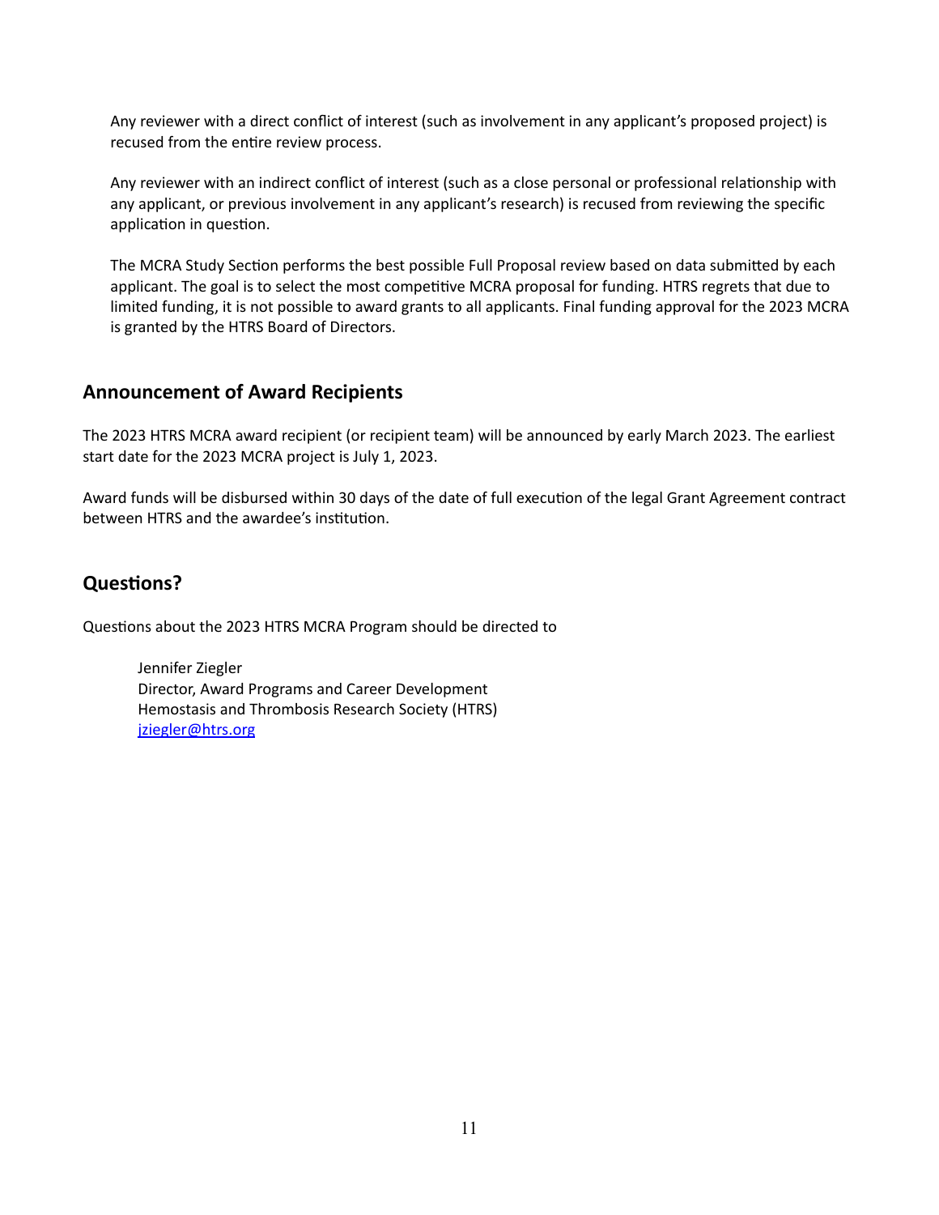Any reviewer with a direct conflict of interest (such as involvement in any applicant's proposed project) is recused from the entire review process.

Any reviewer with an indirect conflict of interest (such as a close personal or professional relationship with any applicant, or previous involvement in any applicant's research) is recused from reviewing the specific application in question.

The MCRA Study Section performs the best possible Full Proposal review based on data submitted by each applicant. The goal is to select the most competitive MCRA proposal for funding. HTRS regrets that due to limited funding, it is not possible to award grants to all applicants. Final funding approval for the 2023 MCRA is granted by the HTRS Board of Directors.

## Announcement of Award Recipients

The 2023 HTRS MCRA award recipient (or recipient team) will be announced by early March 2023. The earliest start date for the 2023 MCRA project is July 1, 2023.

Award funds will be disbursed within 30 days of the date of full execution of the legal Grant Agreement contract between HTRS and the awardee's institution.

## Questions?

Questions about the 2023 HTRS MCRA Program should be directed to

Jennifer Ziegler
Director, Award Programs and Career Development
Hemostasis and Thrombosis Research Society (HTRS)
jziegler@htrs.org